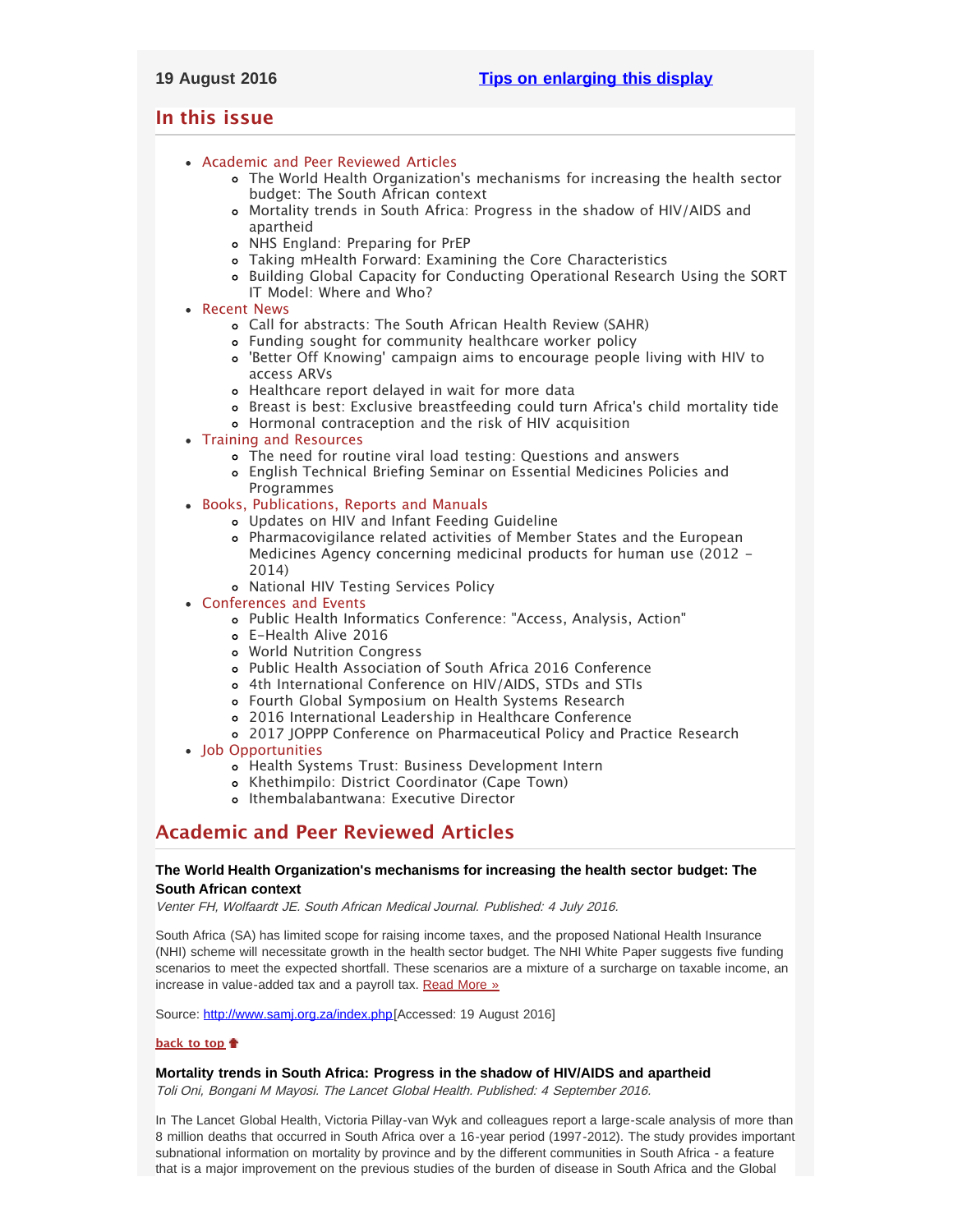**19 August 2016** [Tips on enlarging this display]

## In this issue

- Academic and Peer Reviewed Articles
  - The World Health Organization's mechanisms for increasing the health sector budget: The South African context
  - Mortality trends in South Africa: Progress in the shadow of HIV/AIDS and apartheid
  - NHS England: Preparing for PrEP
  - Taking mHealth Forward: Examining the Core Characteristics
  - Building Global Capacity for Conducting Operational Research Using the SORT IT Model: Where and Who?
- Recent News
  - Call for abstracts: The South African Health Review (SAHR)
  - Funding sought for community healthcare worker policy
  - 'Better Off Knowing' campaign aims to encourage people living with HIV to access ARVs
  - Healthcare report delayed in wait for more data
  - Breast is best: Exclusive breastfeeding could turn Africa's child mortality tide
  - Hormonal contraception and the risk of HIV acquisition
- Training and Resources
  - The need for routine viral load testing: Questions and answers
  - English Technical Briefing Seminar on Essential Medicines Policies and Programmes
- Books, Publications, Reports and Manuals
  - Updates on HIV and Infant Feeding Guideline
  - Pharmacovigilance related activities of Member States and the European Medicines Agency concerning medicinal products for human use (2012 - 2014)
  - National HIV Testing Services Policy
- Conferences and Events
  - Public Health Informatics Conference: "Access, Analysis, Action"
  - E-Health Alive 2016
  - World Nutrition Congress
  - Public Health Association of South Africa 2016 Conference
  - 4th International Conference on HIV/AIDS, STDs and STIs
  - Fourth Global Symposium on Health Systems Research
  - 2016 International Leadership in Healthcare Conference
  - 2017 JOPPP Conference on Pharmaceutical Policy and Practice Research
- Job Opportunities
  - Health Systems Trust: Business Development Intern
  - Khethimpilo: District Coordinator (Cape Town)
  - Ithembalabantwana: Executive Director

## Academic and Peer Reviewed Articles

### The World Health Organization's mechanisms for increasing the health sector budget: The South African context

*Venter FH, Wolfaardt JE. South African Medical Journal. Published: 4 July 2016.*

South Africa (SA) has limited scope for raising income taxes, and the proposed National Health Insurance (NHI) scheme will necessitate growth in the health sector budget. The NHI White Paper suggests five funding scenarios to meet the expected shortfall. These scenarios are a mixture of a surcharge on taxable income, an increase in value-added tax and a payroll tax. Read More »

Source: http://www.samj.org.za/index.php[Accessed: 19 August 2016]

**back to top**

### Mortality trends in South Africa: Progress in the shadow of HIV/AIDS and apartheid

*Toli Oni, Bongani M Mayosi. The Lancet Global Health. Published: 4 September 2016.*

In The Lancet Global Health, Victoria Pillay-van Wyk and colleagues report a large-scale analysis of more than 8 million deaths that occurred in South Africa over a 16-year period (1997-2012). The study provides important subnational information on mortality by province and by the different communities in South Africa - a feature that is a major improvement on the previous studies of the burden of disease in South Africa and the Global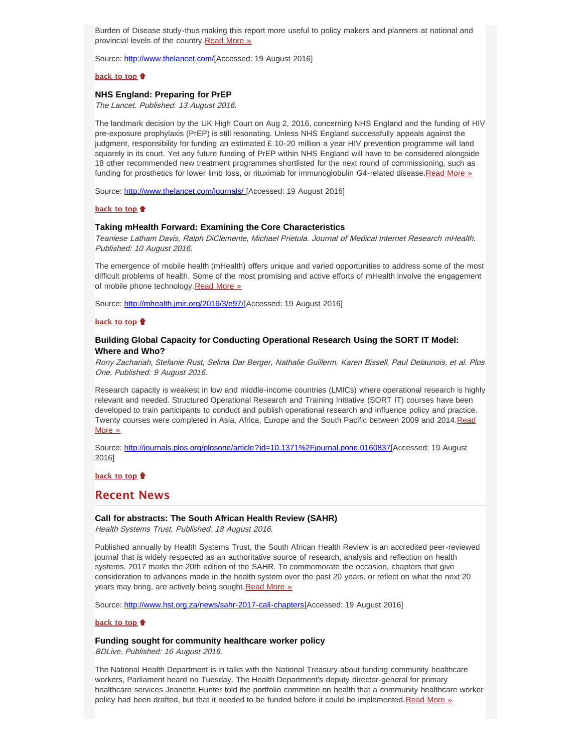Burden of Disease study-thus making this report more useful to policy makers and planners at national and provincial levels of the country. Read More »

Source: http://www.thelancet.com/[Accessed: 19 August 2016]

**back to top**

### NHS England: Preparing for PrEP

*The Lancet. Published: 13 August 2016.*

The landmark decision by the UK High Court on Aug 2, 2016, concerning NHS England and the funding of HIV pre-exposure prophylaxis (PrEP) is still resonating. Unless NHS England successfully appeals against the judgment, responsibility for funding an estimated £ 10-20 million a year HIV prevention programme will land squarely in its court. Yet any future funding of PrEP within NHS England will have to be considered alongside 18 other recommended new treatment programmes shortlisted for the next round of commissioning, such as funding for prosthetics for lower limb loss, or rituximab for immunoglobulin G4-related disease. Read More »

Source: http://www.thelancet.com/journals/ [Accessed: 19 August 2016]

**back to top**

### Taking mHealth Forward: Examining the Core Characteristics

*Teaniese Latham Davis, Ralph DiClemente, Michael Prietula. Journal of Medical Internet Research mHealth. Published: 10 August 2016.*

The emergence of mobile health (mHealth) offers unique and varied opportunities to address some of the most difficult problems of health. Some of the most promising and active efforts of mHealth involve the engagement of mobile phone technology. Read More »

Source: http://mhealth.jmir.org/2016/3/e97/[Accessed: 19 August 2016]

**back to top**

### Building Global Capacity for Conducting Operational Research Using the SORT IT Model: Where and Who?

*Rony Zachariah, Stefanie Rust, Selma Dar Berger, Nathalie Guillerm, Karen Bissell, Paul Delaunois, et al. Plos One. Published: 9 August 2016.*

Research capacity is weakest in low and middle-income countries (LMICs) where operational research is highly relevant and needed. Structured Operational Research and Training Initiative (SORT IT) courses have been developed to train participants to conduct and publish operational research and influence policy and practice. Twenty courses were completed in Asia, Africa, Europe and the South Pacific between 2009 and 2014. Read More »

Source: http://journals.plos.org/plosone/article?id=10.1371%2Fjournal.pone.0160837[Accessed: 19 August 2016]

**back to top**

## Recent News

### Call for abstracts: The South African Health Review (SAHR)

*Health Systems Trust. Published: 18 August 2016.*

Published annually by Health Systems Trust, the South African Health Review is an accredited peer-reviewed journal that is widely respected as an authoritative source of research, analysis and reflection on health systems. 2017 marks the 20th edition of the SAHR. To commemorate the occasion, chapters that give consideration to advances made in the health system over the past 20 years, or reflect on what the next 20 years may bring, are actively being sought. Read More »

Source: http://www.hst.org.za/news/sahr-2017-call-chapters[Accessed: 19 August 2016]

**back to top**

### Funding sought for community healthcare worker policy

*BDLive. Published: 16 August 2016.*

The National Health Department is in talks with the National Treasury about funding community healthcare workers, Parliament heard on Tuesday. The Health Department's deputy director-general for primary healthcare services Jeanette Hunter told the portfolio committee on health that a community healthcare worker policy had been drafted, but that it needed to be funded before it could be implemented. Read More »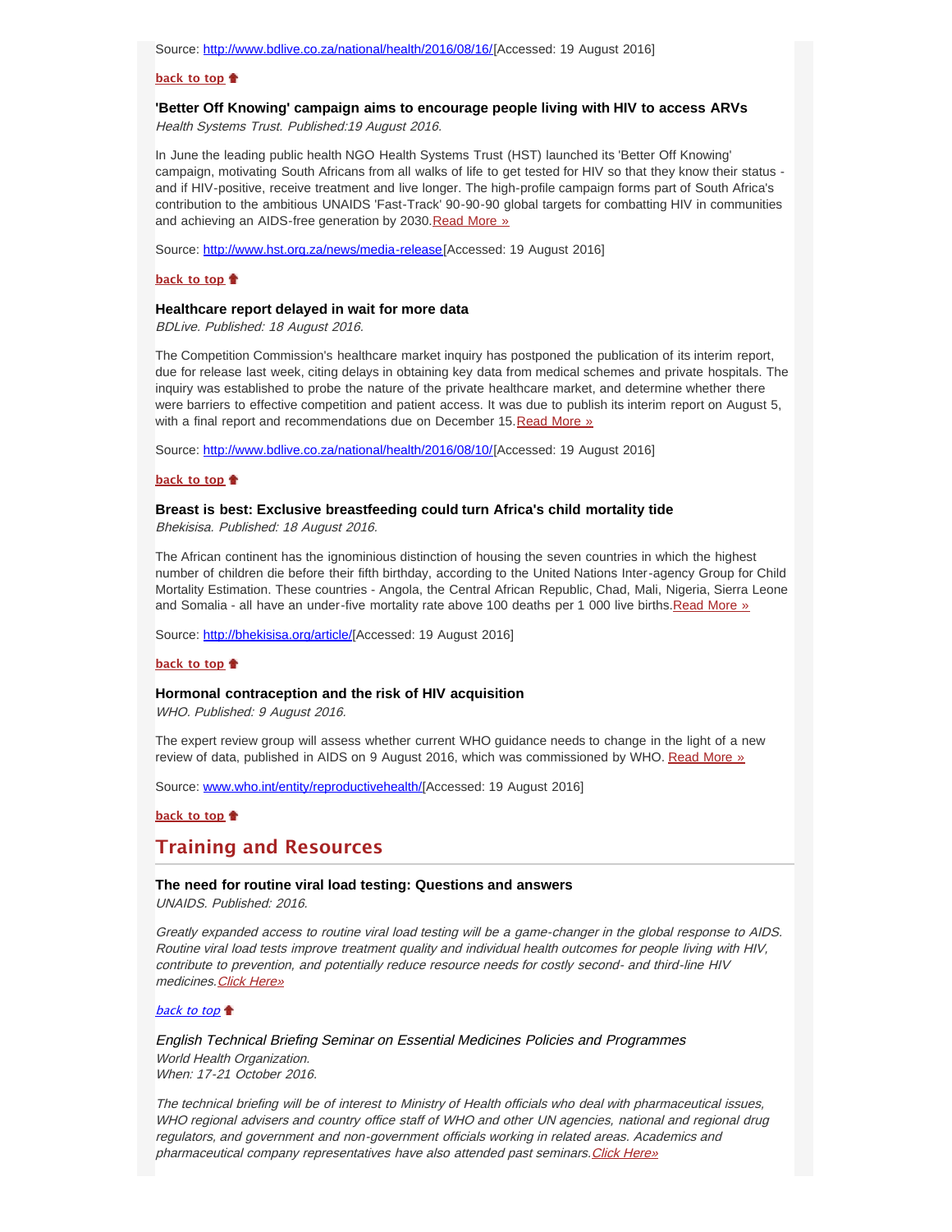Source: http://www.bdlive.co.za/national/health/2016/08/16/[Accessed: 19 August 2016]

**back to top**

**'Better Off Knowing' campaign aims to encourage people living with HIV to access ARVs**
*Health Systems Trust. Published:19 August 2016.*

In June the leading public health NGO Health Systems Trust (HST) launched its 'Better Off Knowing' campaign, motivating South Africans from all walks of life to get tested for HIV so that they know their status - and if HIV-positive, receive treatment and live longer. The high-profile campaign forms part of South Africa's contribution to the ambitious UNAIDS 'Fast-Track' 90-90-90 global targets for combatting HIV in communities and achieving an AIDS-free generation by 2030.Read More »

Source: http://www.hst.org.za/news/media-release[Accessed: 19 August 2016]

**back to top**

**Healthcare report delayed in wait for more data**
*BDLive. Published: 18 August 2016.*

The Competition Commission's healthcare market inquiry has postponed the publication of its interim report, due for release last week, citing delays in obtaining key data from medical schemes and private hospitals. The inquiry was established to probe the nature of the private healthcare market, and determine whether there were barriers to effective competition and patient access. It was due to publish its interim report on August 5, with a final report and recommendations due on December 15.Read More »

Source: http://www.bdlive.co.za/national/health/2016/08/10/[Accessed: 19 August 2016]

**back to top**

**Breast is best: Exclusive breastfeeding could turn Africa's child mortality tide**
*Bhekisisa. Published: 18 August 2016.*

The African continent has the ignominious distinction of housing the seven countries in which the highest number of children die before their fifth birthday, according to the United Nations Inter-agency Group for Child Mortality Estimation. These countries - Angola, the Central African Republic, Chad, Mali, Nigeria, Sierra Leone and Somalia - all have an under-five mortality rate above 100 deaths per 1 000 live births.Read More »

Source: http://bhekisisa.org/article/[Accessed: 19 August 2016]

**back to top**

**Hormonal contraception and the risk of HIV acquisition**
*WHO. Published: 9 August 2016.*

The expert review group will assess whether current WHO guidance needs to change in the light of a new review of data, published in AIDS on 9 August 2016, which was commissioned by WHO. Read More »

Source: www.who.int/entity/reproductivehealth/[Accessed: 19 August 2016]

**back to top**

## Training and Resources

**The need for routine viral load testing: Questions and answers**
*UNAIDS. Published: 2016.*

*Greatly expanded access to routine viral load testing will be a game-changer in the global response to AIDS. Routine viral load tests improve treatment quality and individual health outcomes for people living with HIV, contribute to prevention, and potentially reduce resource needs for costly second- and third-line HIV medicines.Click Here»*

*back to top*

*English Technical Briefing Seminar on Essential Medicines Policies and Programmes*
*World Health Organization.*
*When: 17-21 October 2016.*

*The technical briefing will be of interest to Ministry of Health officials who deal with pharmaceutical issues, WHO regional advisers and country office staff of WHO and other UN agencies, national and regional drug regulators, and government and non-government officials working in related areas. Academics and pharmaceutical company representatives have also attended past seminars.Click Here»*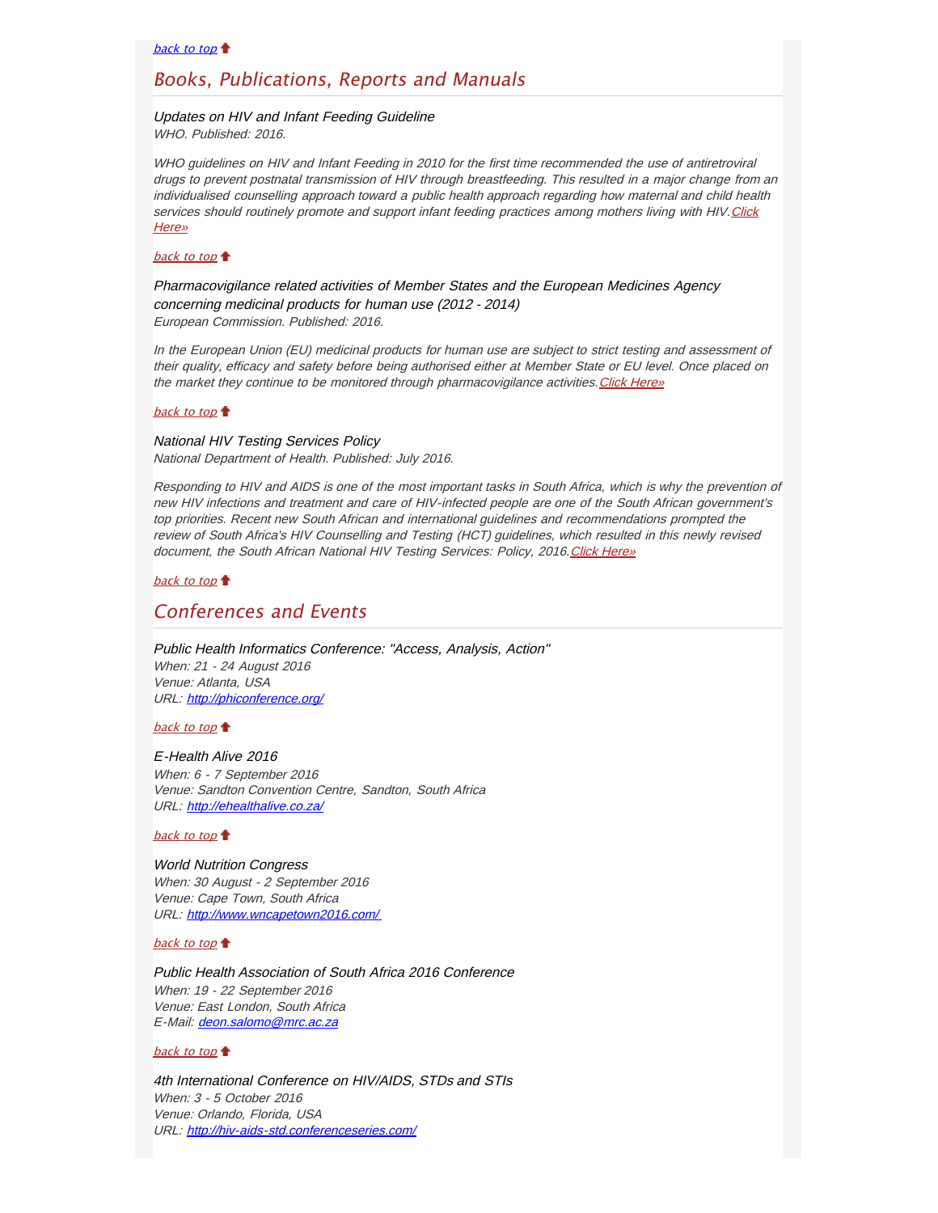*[back to top](#)*

## *Books, Publications, Reports and Manuals*

*Updates on HIV and Infant Feeding Guideline*
*WHO. Published: 2016.*

*WHO guidelines on HIV and Infant Feeding in 2010 for the first time recommended the use of antiretroviral drugs to prevent postnatal transmission of HIV through breastfeeding. This resulted in a major change from an individualised counselling approach toward a public health approach regarding how maternal and child health services should routinely promote and support infant feeding practices among mothers living with HIV.[Click Here»](#)*

*[back to top](#)*

*Pharmacovigilance related activities of Member States and the European Medicines Agency concerning medicinal products for human use (2012 - 2014)*
*European Commission. Published: 2016.*

*In the European Union (EU) medicinal products for human use are subject to strict testing and assessment of their quality, efficacy and safety before being authorised either at Member State or EU level. Once placed on the market they continue to be monitored through pharmacovigilance activities.[Click Here»](#)*

*[back to top](#)*

*National HIV Testing Services Policy*
*National Department of Health. Published: July 2016.*

*Responding to HIV and AIDS is one of the most important tasks in South Africa, which is why the prevention of new HIV infections and treatment and care of HIV-infected people are one of the South African government's top priorities. Recent new South African and international guidelines and recommendations prompted the review of South Africa's HIV Counselling and Testing (HCT) guidelines, which resulted in this newly revised document, the South African National HIV Testing Services: Policy, 2016.[Click Here»](#)*

*[back to top](#)*

## *Conferences and Events*

*Public Health Informatics Conference: "Access, Analysis, Action"*
*When: 21 - 24 August 2016*
*Venue: Atlanta, USA*
*URL: [http://phiconference.org/](http://phiconference.org/)*

*[back to top](#)*

*E-Health Alive 2016*
*When: 6 - 7 September 2016*
*Venue: Sandton Convention Centre, Sandton, South Africa*
*URL: [http://ehealthalive.co.za/](http://ehealthalive.co.za/)*

*[back to top](#)*

*World Nutrition Congress*
*When: 30 August - 2 September 2016*
*Venue: Cape Town, South Africa*
*URL: [http://www.wncapetown2016.com/](http://www.wncapetown2016.com/)*

*[back to top](#)*

*Public Health Association of South Africa 2016 Conference*
*When: 19 - 22 September 2016*
*Venue: East London, South Africa*
*E-Mail: [deon.salomo@mrc.ac.za](mailto:deon.salomo@mrc.ac.za)*

*[back to top](#)*

*4th International Conference on HIV/AIDS, STDs and STIs*
*When: 3 - 5 October 2016*
*Venue: Orlando, Florida, USA*
*URL: [http://hiv-aids-std.conferenceseries.com/](http://hiv-aids-std.conferenceseries.com/)*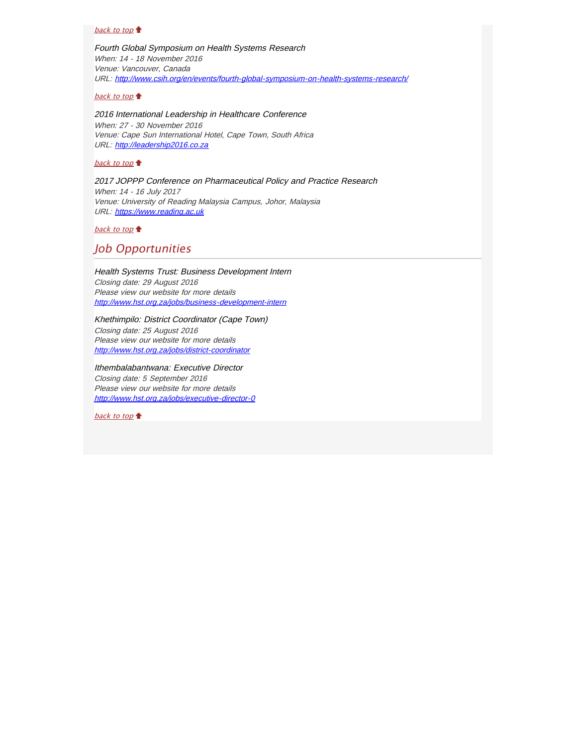[back to top](#)

*Fourth Global Symposium on Health Systems Research*
*When: 14 - 18 November 2016*
*Venue: Vancouver, Canada*
*URL: [http://www.csih.org/en/events/fourth-global-symposium-on-health-systems-research/](http://www.csih.org/en/events/fourth-global-symposium-on-health-systems-research/)*

[back to top](#)

*2016 International Leadership in Healthcare Conference*
*When: 27 - 30 November 2016*
*Venue: Cape Sun International Hotel, Cape Town, South Africa*
*URL: [http://leadership2016.co.za](http://leadership2016.co.za)*

[back to top](#)

*2017 JOPPP Conference on Pharmaceutical Policy and Practice Research*
*When: 14 - 16 July 2017*
*Venue: University of Reading Malaysia Campus, Johor, Malaysia*
*URL: [https://www.reading.ac.uk](https://www.reading.ac.uk)*

[back to top](#)

## *Job Opportunities*

*Health Systems Trust: Business Development Intern*
*Closing date: 29 August 2016*
*Please view our website for more details*
*[http://www.hst.org.za/jobs/business-development-intern](http://www.hst.org.za/jobs/business-development-intern)*

*Khethimpilo: District Coordinator (Cape Town)*
*Closing date: 25 August 2016*
*Please view our website for more details*
*[http://www.hst.org.za/jobs/district-coordinator](http://www.hst.org.za/jobs/district-coordinator)*

*Ithembalabantwana: Executive Director*
*Closing date: 5 September 2016*
*Please view our website for more details*
*[http://www.hst.org.za/jobs/executive-director-0](http://www.hst.org.za/jobs/executive-director-0)*

[back to top](#)